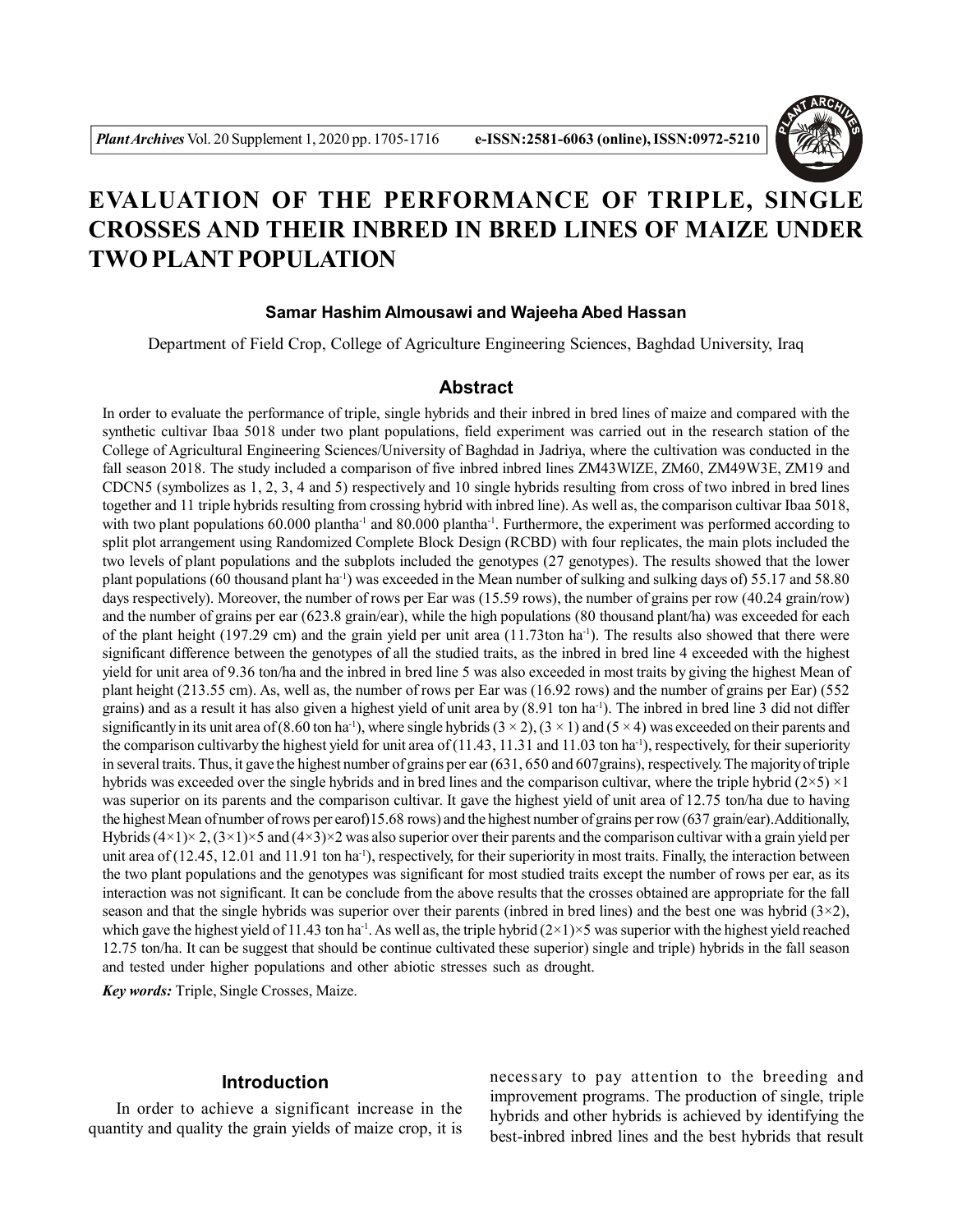# EVALUATION OF THE PERFORMANCE OF TRIPLE, SINGLE CROSSES AND THEIR INBRED IN BRED LINES OF MAIZE UNDER TWO PLANT POPULATION

**Samar Hashim Almousawi and Wajeeha Abed Hassan**

Department of Field Crop, College of Agriculture Engineering Sciences, Baghdad University, Iraq

## Abstract

In order to evaluate the performance of triple, single hybrids and their inbred in bred lines of maize and compared with the synthetic cultivar Ibaa 5018 under two plant populations, field experiment was carried out in the research station of the College of Agricultural Engineering Sciences/University of Baghdad in Jadriya, where the cultivation was conducted in the fall season 2018. The study included a comparison of five inbred inbred lines ZM43WIZE, ZM60, ZM49W3E, ZM19 and CDCN5 (symbolizes as 1, 2, 3, 4 and 5) respectively and 10 single hybrids resulting from cross of two inbred in bred lines together and 11 triple hybrids resulting from crossing hybrid with inbred line). As well as, the comparison cultivar Ibaa 5018, with two plant populations 60.000 plantha$^{-1}$ and 80.000 plantha$^{-1}$. Furthermore, the experiment was performed according to split plot arrangement using Randomized Complete Block Design (RCBD) with four replicates, the main plots included the two levels of plant populations and the subplots included the genotypes (27 genotypes). The results showed that the lower plant populations (60 thousand plant ha$^{-1}$) was exceeded in the Mean number of sulking and sulking days of) 55.17 and 58.80 days respectively). Moreover, the number of rows per Ear was (15.59 rows), the number of grains per row (40.24 grain/row) and the number of grains per ear (623.8 grain/ear), while the high populations (80 thousand plant/ha) was exceeded for each of the plant height (197.29 cm) and the grain yield per unit area (11.73ton ha$^{-1}$). The results also showed that there were significant difference between the genotypes of all the studied traits, as the inbred in bred line 4 exceeded with the highest yield for unit area of 9.36 ton/ha and the inbred in bred line 5 was also exceeded in most traits by giving the highest Mean of plant height (213.55 cm). As, well as, the number of rows per Ear was (16.92 rows) and the number of grains per Ear) (552 grains) and as a result it has also given a highest yield of unit area by (8.91 ton ha$^{-1}$). The inbred in bred line 3 did not differ significantly in its unit area of (8.60 ton ha$^{-1}$), where single hybrids (3 × 2), (3 × 1) and (5 × 4) was exceeded on their parents and the comparison cultivarby the highest yield for unit area of (11.43, 11.31 and 11.03 ton ha$^{-1}$), respectively, for their superiority in several traits. Thus, it gave the highest number of grains per ear (631, 650 and 607grains), respectively. The majority of triple hybrids was exceeded over the single hybrids and in bred lines and the comparison cultivar, where the triple hybrid (2×5) ×1 was superior on its parents and the comparison cultivar. It gave the highest yield of unit area of 12.75 ton/ha due to having the highest Mean of number of rows per earof)15.68 rows) and the highest number of grains per row (637 grain/ear).Additionally, Hybrids (4×1)× 2, (3×1)×5 and (4×3)×2 was also superior over their parents and the comparison cultivar with a grain yield per unit area of (12.45, 12.01 and 11.91 ton ha$^{-1}$), respectively, for their superiority in most traits. Finally, the interaction between the two plant populations and the genotypes was significant for most studied traits except the number of rows per ear, as its interaction was not significant. It can be conclude from the above results that the crosses obtained are appropriate for the fall season and that the single hybrids was superior over their parents (inbred in bred lines) and the best one was hybrid (3×2), which gave the highest yield of 11.43 ton ha$^{-1}$. As well as, the triple hybrid (2×1)×5 was superior with the highest yield reached 12.75 ton/ha. It can be suggest that should be continue cultivated these superior) single and triple) hybrids in the fall season and tested under higher populations and other abiotic stresses such as drought.

***Key words:*** Triple, Single Crosses, Maize.

## Introduction

In order to achieve a significant increase in the quantity and quality the grain yields of maize crop, it is necessary to pay attention to the breeding and improvement programs. The production of single, triple hybrids and other hybrids is achieved by identifying the best-inbred inbred lines and the best hybrids that result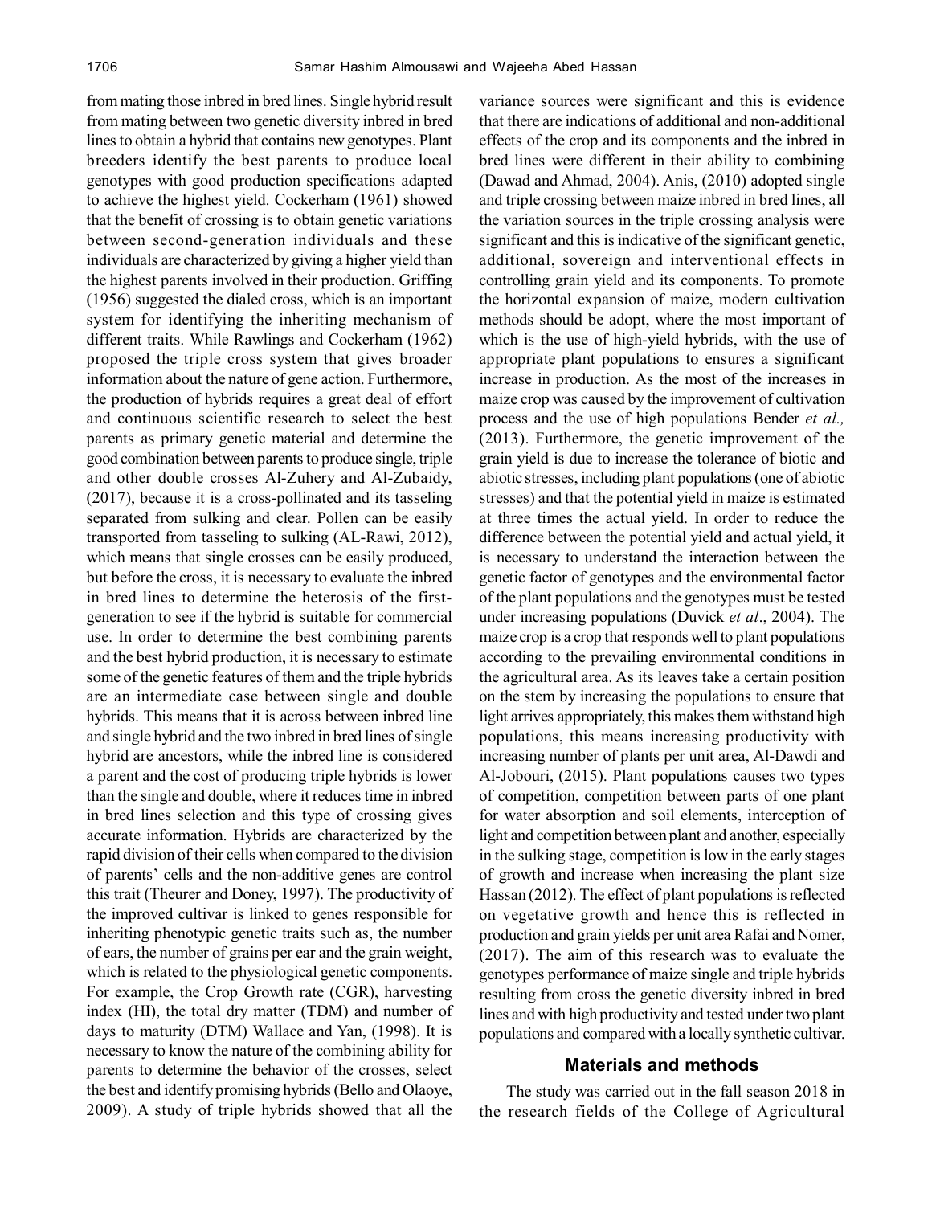from mating those inbred in bred lines. Single hybrid result from mating between two genetic diversity inbred in bred lines to obtain a hybrid that contains new genotypes. Plant breeders identify the best parents to produce local genotypes with good production specifications adapted to achieve the highest yield. Cockerham (1961) showed that the benefit of crossing is to obtain genetic variations between second-generation individuals and these individuals are characterized by giving a higher yield than the highest parents involved in their production. Griffing (1956) suggested the dialed cross, which is an important system for identifying the inheriting mechanism of different traits. While Rawlings and Cockerham (1962) proposed the triple cross system that gives broader information about the nature of gene action. Furthermore, the production of hybrids requires a great deal of effort and continuous scientific research to select the best parents as primary genetic material and determine the good combination between parents to produce single, triple and other double crosses Al-Zuhery and Al-Zubaidy, (2017), because it is a cross-pollinated and its tasseling separated from sulking and clear. Pollen can be easily transported from tasseling to sulking (AL-Rawi, 2012), which means that single crosses can be easily produced, but before the cross, it is necessary to evaluate the inbred in bred lines to determine the heterosis of the first-generation to see if the hybrid is suitable for commercial use. In order to determine the best combining parents and the best hybrid production, it is necessary to estimate some of the genetic features of them and the triple hybrids are an intermediate case between single and double hybrids. This means that it is across between inbred line and single hybrid and the two inbred in bred lines of single hybrid are ancestors, while the inbred line is considered a parent and the cost of producing triple hybrids is lower than the single and double, where it reduces time in inbred in bred lines selection and this type of crossing gives accurate information. Hybrids are characterized by the rapid division of their cells when compared to the division of parents' cells and the non-additive genes are control this trait (Theurer and Doney, 1997). The productivity of the improved cultivar is linked to genes responsible for inheriting phenotypic genetic traits such as, the number of ears, the number of grains per ear and the grain weight, which is related to the physiological genetic components. For example, the Crop Growth rate (CGR), harvesting index (HI), the total dry matter (TDM) and number of days to maturity (DTM) Wallace and Yan, (1998). It is necessary to know the nature of the combining ability for parents to determine the behavior of the crosses, select the best and identify promising hybrids (Bello and Olaoye, 2009). A study of triple hybrids showed that all the variance sources were significant and this is evidence that there are indications of additional and non-additional effects of the crop and its components and the inbred in bred lines were different in their ability to combining (Dawad and Ahmad, 2004). Anis, (2010) adopted single and triple crossing between maize inbred in bred lines, all the variation sources in the triple crossing analysis were significant and this is indicative of the significant genetic, additional, sovereign and interventional effects in controlling grain yield and its components. To promote the horizontal expansion of maize, modern cultivation methods should be adopt, where the most important of which is the use of high-yield hybrids, with the use of appropriate plant populations to ensures a significant increase in production. As the most of the increases in maize crop was caused by the improvement of cultivation process and the use of high populations Bender *et al.,* (2013). Furthermore, the genetic improvement of the grain yield is due to increase the tolerance of biotic and abiotic stresses, including plant populations (one of abiotic stresses) and that the potential yield in maize is estimated at three times the actual yield. In order to reduce the difference between the potential yield and actual yield, it is necessary to understand the interaction between the genetic factor of genotypes and the environmental factor of the plant populations and the genotypes must be tested under increasing populations (Duvick *et al*., 2004). The maize crop is a crop that responds well to plant populations according to the prevailing environmental conditions in the agricultural area. As its leaves take a certain position on the stem by increasing the populations to ensure that light arrives appropriately, this makes them withstand high populations, this means increasing productivity with increasing number of plants per unit area, Al-Dawdi and Al-Jobouri, (2015). Plant populations causes two types of competition, competition between parts of one plant for water absorption and soil elements, interception of light and competition between plant and another, especially in the sulking stage, competition is low in the early stages of growth and increase when increasing the plant size Hassan (2012). The effect of plant populations is reflected on vegetative growth and hence this is reflected in production and grain yields per unit area Rafai and Nomer, (2017). The aim of this research was to evaluate the genotypes performance of maize single and triple hybrids resulting from cross the genetic diversity inbred in bred lines and with high productivity and tested under two plant populations and compared with a locally synthetic cultivar.

## Materials and methods

The study was carried out in the fall season 2018 in the research fields of the College of Agricultural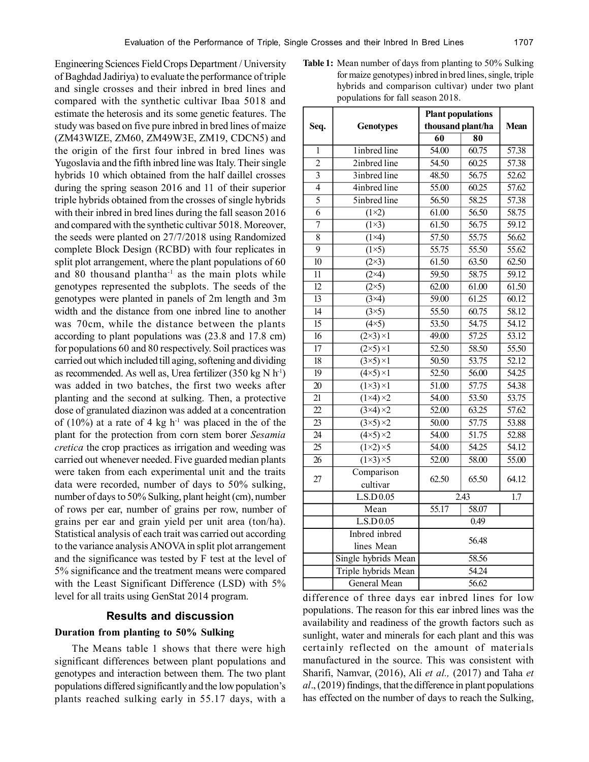Engineering Sciences Field Crops Department / University of Baghdad Jadiriya) to evaluate the performance of triple and single crosses and their inbred in bred lines and compared with the synthetic cultivar Ibaa 5018 and estimate the heterosis and its some genetic features. The study was based on five pure inbred in bred lines of maize (ZM43WIZE, ZM60, ZM49W3E, ZM19, CDCN5) and the origin of the first four inbred in bred lines was Yugoslavia and the fifth inbred line was Italy. Their single hybrids 10 which obtained from the half daillel crosses during the spring season 2016 and 11 of their superior triple hybrids obtained from the crosses of single hybrids with their inbred in bred lines during the fall season 2016 and compared with the synthetic cultivar 5018. Moreover, the seeds were planted on 27/7/2018 using Randomized complete Block Design (RCBD) with four replicates in split plot arrangement, where the plant populations of 60 and 80 thousand plantha$^{-1}$ as the main plots while genotypes represented the subplots. The seeds of the genotypes were planted in panels of 2m length and 3m width and the distance from one inbred line to another was 70cm, while the distance between the plants according to plant populations was (23.8 and 17.8 cm) for populations 60 and 80 respectively. Soil practices was carried out which included till aging, softening and dividing as recommended. As well as, Urea fertilizer (350 kg N h$^{-1}$) was added in two batches, the first two weeks after planting and the second at sulking. Then, a protective dose of granulated diazinon was added at a concentration of (10%) at a rate of 4 kg h$^{-1}$ was placed in the of the plant for the protection from corn stem borer *Sesamia cretica* the crop practices as irrigation and weeding was carried out whenever needed. Five guarded median plants were taken from each experimental unit and the traits data were recorded, number of days to 50% sulking, number of days to 50% Sulking, plant height (cm), number of rows per ear, number of grains per row, number of grains per ear and grain yield per unit area (ton/ha). Statistical analysis of each trait was carried out according to the variance analysis ANOVA in split plot arrangement and the significance was tested by F test at the level of 5% significance and the treatment means were compared with the Least Significant Difference (LSD) with 5% level for all traits using GenStat 2014 program.

## Results and discussion

### Duration from planting to 50% Sulking

The Means table 1 shows that there were high significant differences between plant populations and genotypes and interaction between them. The two plant populations differed significantly and the low population's plants reached sulking early in 55.17 days, with a difference of three days ear inbred lines for low populations. The reason for this ear inbred lines was the availability and readiness of the growth factors such as sunlight, water and minerals for each plant and this was certainly reflected on the amount of materials manufactured in the source. This was consistent with Sharifi, Namvar, (2016), Ali *et al.,* (2017) and Taha *et al*., (2019) findings, that the difference in plant populations has effected on the number of days to reach the Sulking,

**Table 1:** Mean number of days from planting to 50% Sulking for maize genotypes) inbred in bred lines, single, triple hybrids and comparison cultivar) under two plant populations for fall season 2018.

| Seq. | Genotypes | Plant populations thousand plant/ha | | Mean |
|---|---|---|---|---|
| | | 60 | 80 | |
| 1 | 1inbred line | 54.00 | 60.75 | 57.38 |
| 2 | 2inbred line | 54.50 | 60.25 | 57.38 |
| 3 | 3inbred line | 48.50 | 56.75 | 52.62 |
| 4 | 4inbred line | 55.00 | 60.25 | 57.62 |
| 5 | 5inbred line | 56.50 | 58.25 | 57.38 |
| 6 | (1×2) | 61.00 | 56.50 | 58.75 |
| 7 | (1×3) | 61.50 | 56.75 | 59.12 |
| 8 | (1×4) | 57.50 | 55.75 | 56.62 |
| 9 | (1×5) | 55.75 | 55.50 | 55.62 |
| 10 | (2×3) | 61.50 | 63.50 | 62.50 |
| 11 | (2×4) | 59.50 | 58.75 | 59.12 |
| 12 | (2×5) | 62.00 | 61.00 | 61.50 |
| 13 | (3×4) | 59.00 | 61.25 | 60.12 |
| 14 | (3×5) | 55.50 | 60.75 | 58.12 |
| 15 | (4×5) | 53.50 | 54.75 | 54.12 |
| 16 | (2×3) ×1 | 49.00 | 57.25 | 53.12 |
| 17 | (2×5) ×1 | 52.50 | 58.50 | 55.50 |
| 18 | (3×5) ×1 | 50.50 | 53.75 | 52.12 |
| 19 | (4×5) ×1 | 52.50 | 56.00 | 54.25 |
| 20 | (1×3) ×1 | 51.00 | 57.75 | 54.38 |
| 21 | (1×4) ×2 | 54.00 | 53.50 | 53.75 |
| 22 | (3×4) ×2 | 52.00 | 63.25 | 57.62 |
| 23 | (3×5) ×2 | 50.00 | 57.75 | 53.88 |
| 24 | (4×5) ×2 | 54.00 | 51.75 | 52.88 |
| 25 | (1×2) ×5 | 54.00 | 54.25 | 54.12 |
| 26 | (1×3) ×5 | 52.00 | 58.00 | 55.00 |
| 27 | Comparison cultivar | 62.50 | 65.50 | 64.12 |
| | L.S.D 0.05 | 2.43 | | 1.7 |
| | Mean | 55.17 | 58.07 | |
| | L.S.D 0.05 | 0.49 | | |
| | Inbred inbred lines Mean | 56.48 | | |
| | Single hybrids Mean | 58.56 | | |
| | Triple hybrids Mean | 54.24 | | |
| | General Mean | 56.62 | | |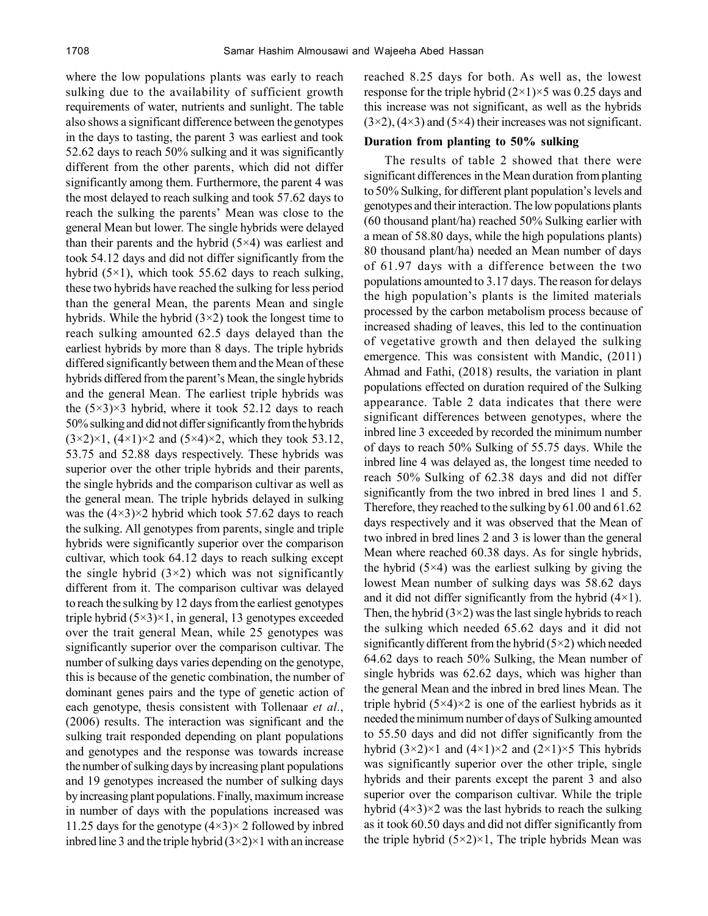where the low populations plants was early to reach sulking due to the availability of sufficient growth requirements of water, nutrients and sunlight. The table also shows a significant difference between the genotypes in the days to tasting, the parent 3 was earliest and took 52.62 days to reach 50% sulking and it was significantly different from the other parents, which did not differ significantly among them. Furthermore, the parent 4 was the most delayed to reach sulking and took 57.62 days to reach the sulking the parents' Mean was close to the general Mean but lower. The single hybrids were delayed than their parents and the hybrid (5×4) was earliest and took 54.12 days and did not differ significantly from the hybrid (5×1), which took 55.62 days to reach sulking, these two hybrids have reached the sulking for less period than the general Mean, the parents Mean and single hybrids. While the hybrid (3×2) took the longest time to reach sulking amounted 62.5 days delayed than the earliest hybrids by more than 8 days. The triple hybrids differed significantly between them and the Mean of these hybrids differed from the parent's Mean, the single hybrids and the general Mean. The earliest triple hybrids was the (5×3)×3 hybrid, where it took 52.12 days to reach 50% sulking and did not differ significantly from the hybrids (3×2)×1, (4×1)×2 and (5×4)×2, which they took 53.12, 53.75 and 52.88 days respectively. These hybrids was superior over the other triple hybrids and their parents, the single hybrids and the comparison cultivar as well as the general mean. The triple hybrids delayed in sulking was the (4×3)×2 hybrid which took 57.62 days to reach the sulking. All genotypes from parents, single and triple hybrids were significantly superior over the comparison cultivar, which took 64.12 days to reach sulking except the single hybrid (3×2) which was not significantly different from it. The comparison cultivar was delayed to reach the sulking by 12 days from the earliest genotypes triple hybrid (5×3)×1, in general, 13 genotypes exceeded over the trait general Mean, while 25 genotypes was significantly superior over the comparison cultivar. The number of sulking days varies depending on the genotype, this is because of the genetic combination, the number of dominant genes pairs and the type of genetic action of each genotype, thesis consistent with Tollenaar *et al*., (2006) results. The interaction was significant and the sulking trait responded depending on plant populations and genotypes and the response was towards increase the number of sulking days by increasing plant populations and 19 genotypes increased the number of sulking days by increasing plant populations. Finally, maximum increase in number of days with the populations increased was 11.25 days for the genotype (4×3)× 2 followed by inbred inbred line 3 and the triple hybrid (3×2)×1 with an increase reached 8.25 days for both. As well as, the lowest response for the triple hybrid (2×1)×5 was 0.25 days and this increase was not significant, as well as the hybrids (3×2), (4×3) and (5×4) their increases was not significant.

### Duration from planting to 50% sulking

The results of table 2 showed that there were significant differences in the Mean duration from planting to 50% Sulking, for different plant population's levels and genotypes and their interaction. The low populations plants (60 thousand plant/ha) reached 50% Sulking earlier with a mean of 58.80 days, while the high populations plants) 80 thousand plant/ha) needed an Mean number of days of 61.97 days with a difference between the two populations amounted to 3.17 days. The reason for delays the high population's plants is the limited materials processed by the carbon metabolism process because of increased shading of leaves, this led to the continuation of vegetative growth and then delayed the sulking emergence. This was consistent with Mandic, (2011) Ahmad and Fathi, (2018) results, the variation in plant populations effected on duration required of the Sulking appearance. Table 2 data indicates that there were significant differences between genotypes, where the inbred line 3 exceeded by recorded the minimum number of days to reach 50% Sulking of 55.75 days. While the inbred line 4 was delayed as, the longest time needed to reach 50% Sulking of 62.38 days and did not differ significantly from the two inbred in bred lines 1 and 5. Therefore, they reached to the sulking by 61.00 and 61.62 days respectively and it was observed that the Mean of two inbred in bred lines 2 and 3 is lower than the general Mean where reached 60.38 days. As for single hybrids, the hybrid (5×4) was the earliest sulking by giving the lowest Mean number of sulking days was 58.62 days and it did not differ significantly from the hybrid (4×1). Then, the hybrid (3×2) was the last single hybrids to reach the sulking which needed 65.62 days and it did not significantly different from the hybrid (5×2) which needed 64.62 days to reach 50% Sulking, the Mean number of single hybrids was 62.62 days, which was higher than the general Mean and the inbred in bred lines Mean. The triple hybrid (5×4)×2 is one of the earliest hybrids as it needed the minimum number of days of Sulking amounted to 55.50 days and did not differ significantly from the hybrid (3×2)×1 and (4×1)×2 and (2×1)×5 This hybrids was significantly superior over the other triple, single hybrids and their parents except the parent 3 and also superior over the comparison cultivar. While the triple hybrid (4×3)×2 was the last hybrids to reach the sulking as it took 60.50 days and did not differ significantly from the triple hybrid (5×2)×1, The triple hybrids Mean was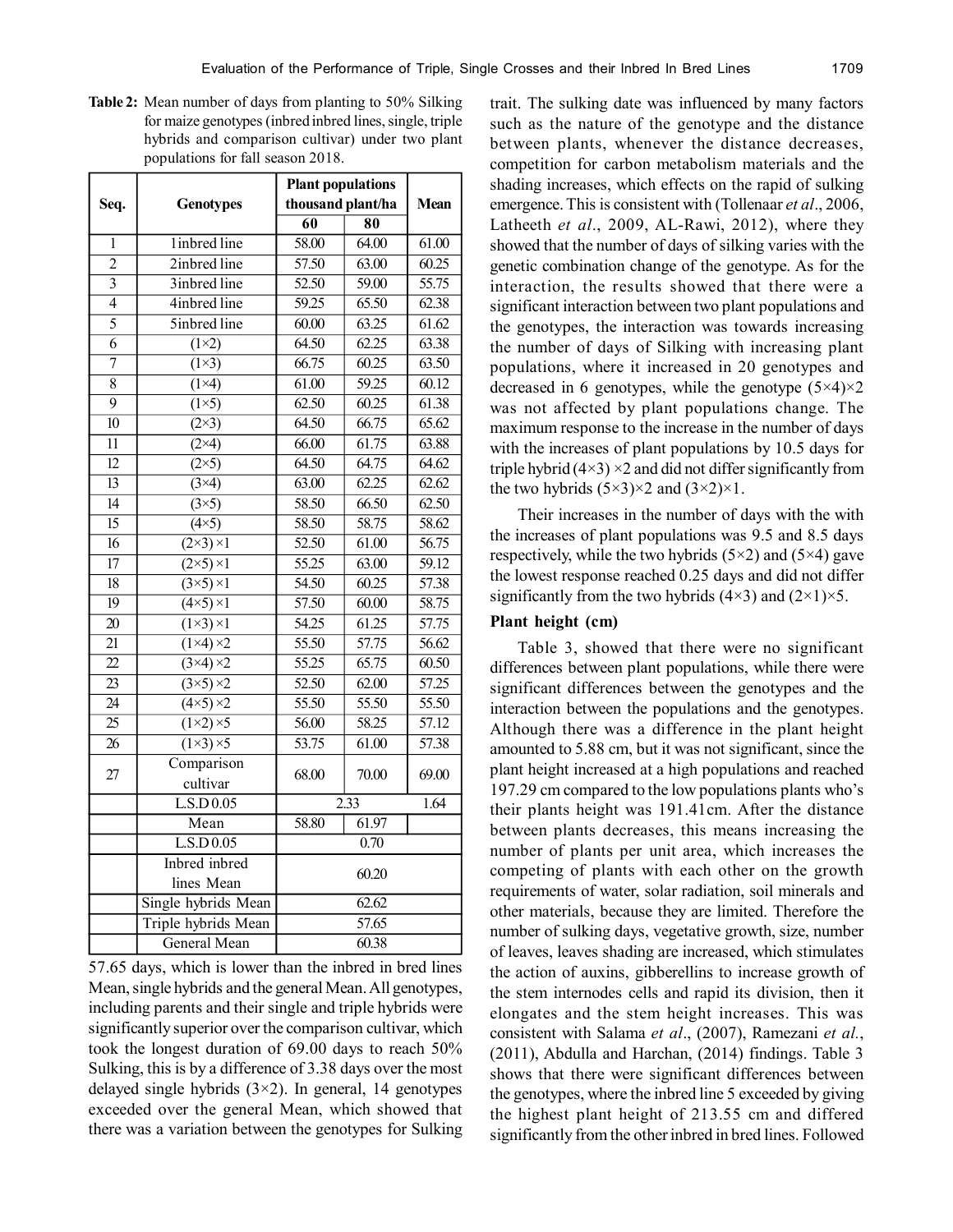**Table 2:** Mean number of days from planting to 50% Silking for maize genotypes (inbred inbred lines, single, triple hybrids and comparison cultivar) under two plant populations for fall season 2018.

| Seq. | Genotypes | Plant populations thousand plant/ha | | Mean |
|---|---|---|---|---|
| | | 60 | 80 | |
| 1 | 1inbred line | 58.00 | 64.00 | 61.00 |
| 2 | 2inbred line | 57.50 | 63.00 | 60.25 |
| 3 | 3inbred line | 52.50 | 59.00 | 55.75 |
| 4 | 4inbred line | 59.25 | 65.50 | 62.38 |
| 5 | 5inbred line | 60.00 | 63.25 | 61.62 |
| 6 | (1×2) | 64.50 | 62.25 | 63.38 |
| 7 | (1×3) | 66.75 | 60.25 | 63.50 |
| 8 | (1×4) | 61.00 | 59.25 | 60.12 |
| 9 | (1×5) | 62.50 | 60.25 | 61.38 |
| 10 | (2×3) | 64.50 | 66.75 | 65.62 |
| 11 | (2×4) | 66.00 | 61.75 | 63.88 |
| 12 | (2×5) | 64.50 | 64.75 | 64.62 |
| 13 | (3×4) | 63.00 | 62.25 | 62.62 |
| 14 | (3×5) | 58.50 | 66.50 | 62.50 |
| 15 | (4×5) | 58.50 | 58.75 | 58.62 |
| 16 | (2×3) ×1 | 52.50 | 61.00 | 56.75 |
| 17 | (2×5) ×1 | 55.25 | 63.00 | 59.12 |
| 18 | (3×5) ×1 | 54.50 | 60.25 | 57.38 |
| 19 | (4×5) ×1 | 57.50 | 60.00 | 58.75 |
| 20 | (1×3) ×1 | 54.25 | 61.25 | 57.75 |
| 21 | (1×4) ×2 | 55.50 | 57.75 | 56.62 |
| 22 | (3×4) ×2 | 55.25 | 65.75 | 60.50 |
| 23 | (3×5) ×2 | 52.50 | 62.00 | 57.25 |
| 24 | (4×5) ×2 | 55.50 | 55.50 | 55.50 |
| 25 | (1×2) ×5 | 56.00 | 58.25 | 57.12 |
| 26 | (1×3) ×5 | 53.75 | 61.00 | 57.38 |
| 27 | Comparison cultivar | 68.00 | 70.00 | 69.00 |
| | L.S.D 0.05 | 2.33 | | 1.64 |
| | Mean | 58.80 | 61.97 | |
| | L.S.D 0.05 | 0.70 | | |
| | Inbred inbred lines Mean | 60.20 | | |
| | Single hybrids Mean | 62.62 | | |
| | Triple hybrids Mean | 57.65 | | |
| | General Mean | 60.38 | | |

57.65 days, which is lower than the inbred in bred lines Mean, single hybrids and the general Mean. All genotypes, including parents and their single and triple hybrids were significantly superior over the comparison cultivar, which took the longest duration of 69.00 days to reach 50% Sulking, this is by a difference of 3.38 days over the most delayed single hybrids (3×2). In general, 14 genotypes exceeded over the general Mean, which showed that there was a variation between the genotypes for Sulking trait. The sulking date was influenced by many factors such as the nature of the genotype and the distance between plants, whenever the distance decreases, competition for carbon metabolism materials and the shading increases, which effects on the rapid of sulking emergence. This is consistent with (Tollenaar *et al*., 2006, Latheeth *et al*., 2009, AL-Rawi, 2012), where they showed that the number of days of silking varies with the genetic combination change of the genotype. As for the interaction, the results showed that there were a significant interaction between two plant populations and the genotypes, the interaction was towards increasing the number of days of Silking with increasing plant populations, where it increased in 20 genotypes and decreased in 6 genotypes, while the genotype (5×4)×2 was not affected by plant populations change. The maximum response to the increase in the number of days with the increases of plant populations by 10.5 days for triple hybrid (4×3) ×2 and did not differ significantly from the two hybrids (5×3)×2 and (3×2)×1.

Their increases in the number of days with the with the increases of plant populations was 9.5 and 8.5 days respectively, while the two hybrids (5×2) and (5×4) gave the lowest response reached 0.25 days and did not differ significantly from the two hybrids (4×3) and (2×1)×5.

### Plant height (cm)

Table 3, showed that there were no significant differences between plant populations, while there were significant differences between the genotypes and the interaction between the populations and the genotypes. Although there was a difference in the plant height amounted to 5.88 cm, but it was not significant, since the plant height increased at a high populations and reached 197.29 cm compared to the low populations plants who's their plants height was 191.41cm. After the distance between plants decreases, this means increasing the number of plants per unit area, which increases the competing of plants with each other on the growth requirements of water, solar radiation, soil minerals and other materials, because they are limited. Therefore the number of sulking days, vegetative growth, size, number of leaves, leaves shading are increased, which stimulates the action of auxins, gibberellins to increase growth of the stem internodes cells and rapid its division, then it elongates and the stem height increases. This was consistent with Salama *et al*., (2007), Ramezani *et al.*, (2011), Abdulla and Harchan, (2014) findings. Table 3 shows that there were significant differences between the genotypes, where the inbred line 5 exceeded by giving the highest plant height of 213.55 cm and differed significantly from the other inbred in bred lines. Followed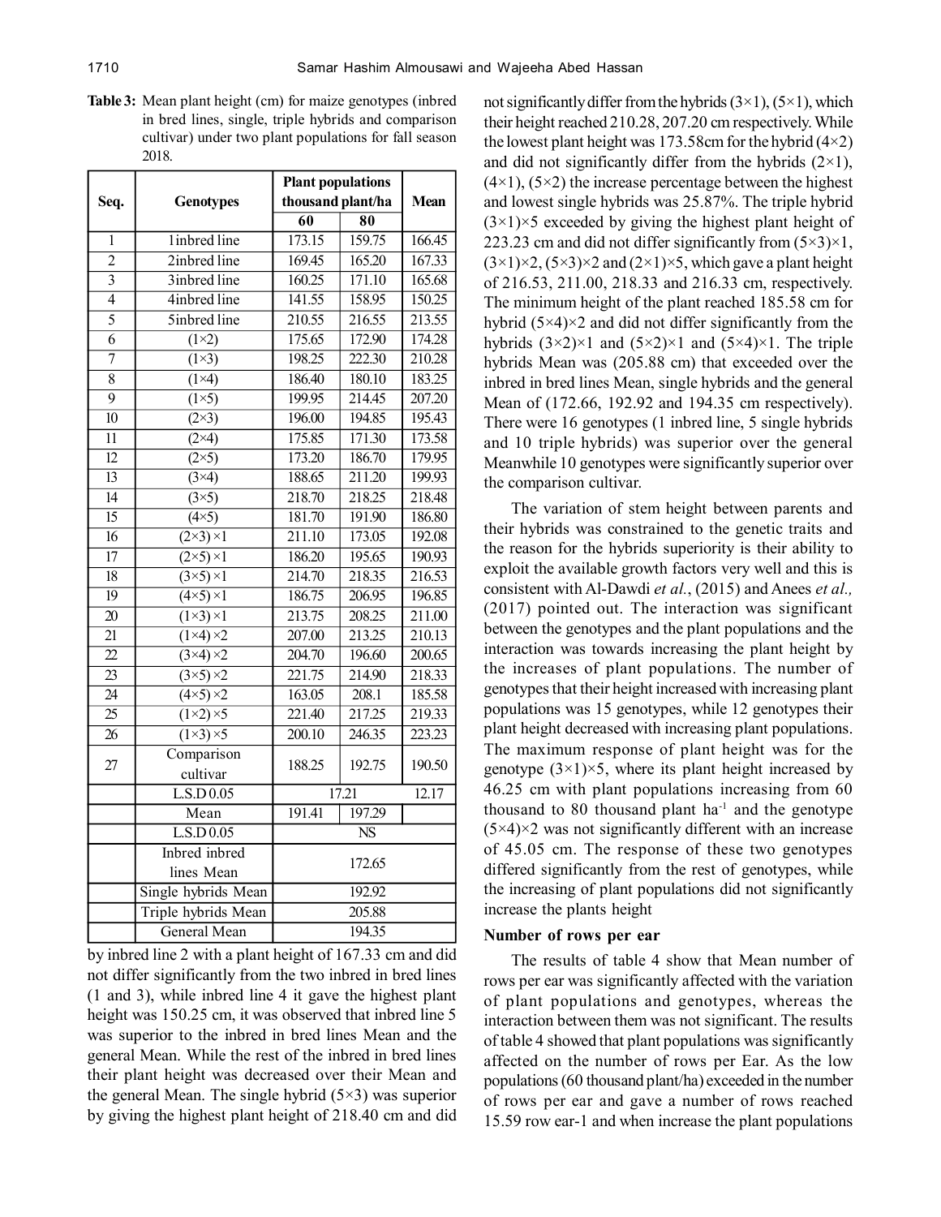**Table 3:** Mean plant height (cm) for maize genotypes (inbred in bred lines, single, triple hybrids and comparison cultivar) under two plant populations for fall season 2018.

| Seq. | Genotypes | Plant populations thousand plant/ha | | Mean |
|---|---|---|---|---|
| | | 60 | 80 | |
| 1 | 1inbred line | 173.15 | 159.75 | 166.45 |
| 2 | 2inbred line | 169.45 | 165.20 | 167.33 |
| 3 | 3inbred line | 160.25 | 171.10 | 165.68 |
| 4 | 4inbred line | 141.55 | 158.95 | 150.25 |
| 5 | 5inbred line | 210.55 | 216.55 | 213.55 |
| 6 | (1×2) | 175.65 | 172.90 | 174.28 |
| 7 | (1×3) | 198.25 | 222.30 | 210.28 |
| 8 | (1×4) | 186.40 | 180.10 | 183.25 |
| 9 | (1×5) | 199.95 | 214.45 | 207.20 |
| 10 | (2×3) | 196.00 | 194.85 | 195.43 |
| 11 | (2×4) | 175.85 | 171.30 | 173.58 |
| 12 | (2×5) | 173.20 | 186.70 | 179.95 |
| 13 | (3×4) | 188.65 | 211.20 | 199.93 |
| 14 | (3×5) | 218.70 | 218.25 | 218.48 |
| 15 | (4×5) | 181.70 | 191.90 | 186.80 |
| 16 | (2×3) ×1 | 211.10 | 173.05 | 192.08 |
| 17 | (2×5) ×1 | 186.20 | 195.65 | 190.93 |
| 18 | (3×5) ×1 | 214.70 | 218.35 | 216.53 |
| 19 | (4×5) ×1 | 186.75 | 206.95 | 196.85 |
| 20 | (1×3) ×1 | 213.75 | 208.25 | 211.00 |
| 21 | (1×4) ×2 | 207.00 | 213.25 | 210.13 |
| 22 | (3×4) ×2 | 204.70 | 196.60 | 200.65 |
| 23 | (3×5) ×2 | 221.75 | 214.90 | 218.33 |
| 24 | (4×5) ×2 | 163.05 | 208.1 | 185.58 |
| 25 | (1×2) ×5 | 221.40 | 217.25 | 219.33 |
| 26 | (1×3) ×5 | 200.10 | 246.35 | 223.23 |
| 27 | Comparison cultivar | 188.25 | 192.75 | 190.50 |
| | L.S.D 0.05 | 17.21 | | 12.17 |
| | Mean | 191.41 | 197.29 | |
| | L.S.D 0.05 | NS | | |
| | Inbred inbred lines Mean | 172.65 | | |
| | Single hybrids Mean | 192.92 | | |
| | Triple hybrids Mean | 205.88 | | |
| | General Mean | 194.35 | | |

by inbred line 2 with a plant height of 167.33 cm and did not differ significantly from the two inbred in bred lines (1 and 3), while inbred line 4 it gave the highest plant height was 150.25 cm, it was observed that inbred line 5 was superior to the inbred in bred lines Mean and the general Mean. While the rest of the inbred in bred lines their plant height was decreased over their Mean and the general Mean. The single hybrid (5×3) was superior by giving the highest plant height of 218.40 cm and did not significantly differ from the hybrids (3×1), (5×1), which their height reached 210.28, 207.20 cm respectively. While the lowest plant height was 173.58cm for the hybrid (4×2) and did not significantly differ from the hybrids (2×1), (4×1), (5×2) the increase percentage between the highest and lowest single hybrids was 25.87%. The triple hybrid (3×1)×5 exceeded by giving the highest plant height of 223.23 cm and did not differ significantly from (5×3)×1, (3×1)×2, (5×3)×2 and (2×1)×5, which gave a plant height of 216.53, 211.00, 218.33 and 216.33 cm, respectively. The minimum height of the plant reached 185.58 cm for hybrid (5×4)×2 and did not differ significantly from the hybrids (3×2)×1 and (5×2)×1 and (5×4)×1. The triple hybrids Mean was (205.88 cm) that exceeded over the inbred in bred lines Mean, single hybrids and the general Mean of (172.66, 192.92 and 194.35 cm respectively). There were 16 genotypes (1 inbred line, 5 single hybrids and 10 triple hybrids) was superior over the general Meanwhile 10 genotypes were significantly superior over the comparison cultivar.

The variation of stem height between parents and their hybrids was constrained to the genetic traits and the reason for the hybrids superiority is their ability to exploit the available growth factors very well and this is consistent with Al-Dawdi *et al.*, (2015) and Anees *et al.,* (2017) pointed out. The interaction was significant between the genotypes and the plant populations and the interaction was towards increasing the plant height by the increases of plant populations. The number of genotypes that their height increased with increasing plant populations was 15 genotypes, while 12 genotypes their plant height decreased with increasing plant populations. The maximum response of plant height was for the genotype (3×1)×5, where its plant height increased by 46.25 cm with plant populations increasing from 60 thousand to 80 thousand plant $ha^{-1}$ and the genotype (5×4)×2 was not significantly different with an increase of 45.05 cm. The response of these two genotypes differed significantly from the rest of genotypes, while the increasing of plant populations did not significantly increase the plants height

### Number of rows per ear

The results of table 4 show that Mean number of rows per ear was significantly affected with the variation of plant populations and genotypes, whereas the interaction between them was not significant. The results of table 4 showed that plant populations was significantly affected on the number of rows per Ear. As the low populations (60 thousand plant/ha) exceeded in the number of rows per ear and gave a number of rows reached 15.59 row ear-1 and when increase the plant populations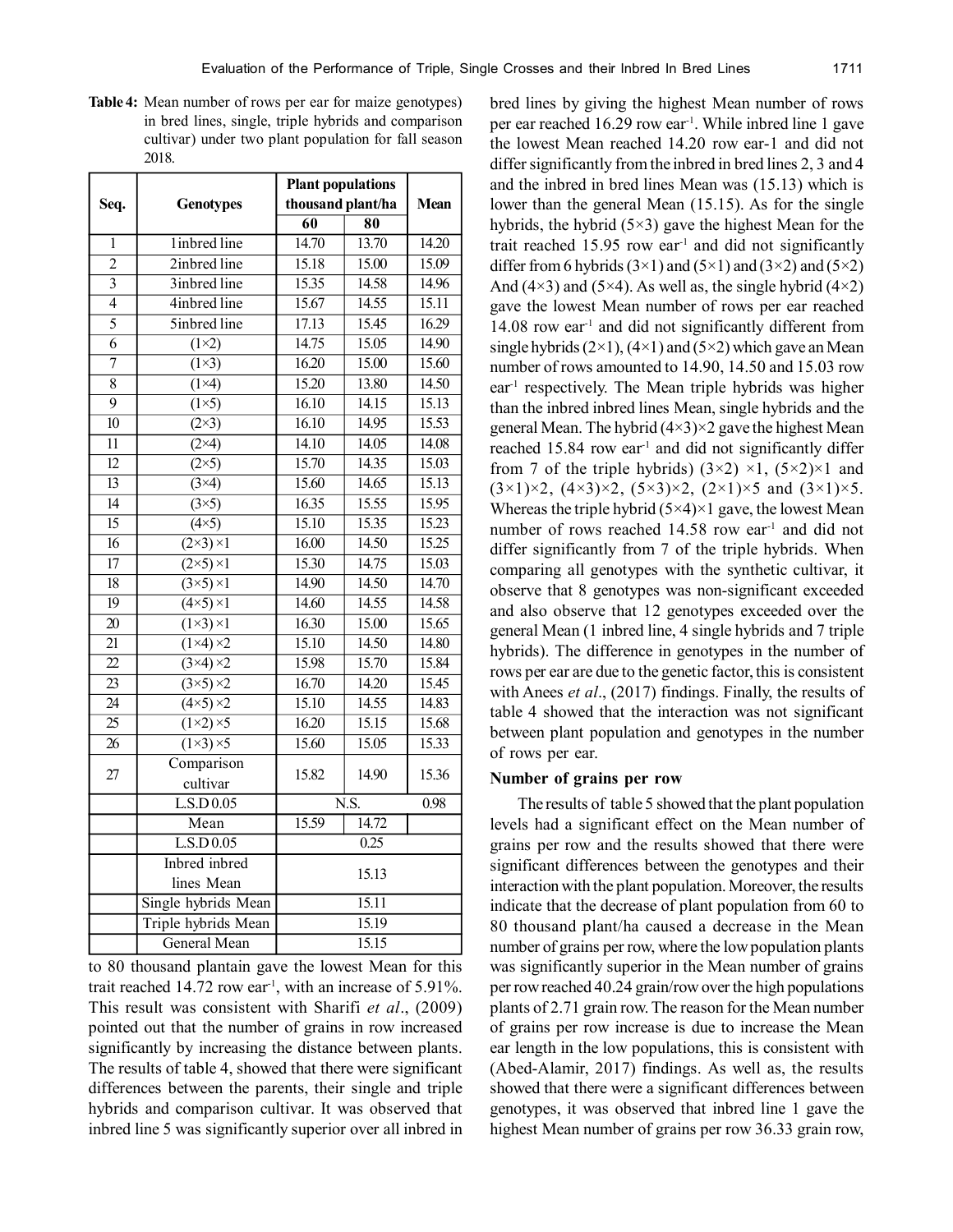**Table 4:** Mean number of rows per ear for maize genotypes) in bred lines, single, triple hybrids and comparison cultivar) under two plant population for fall season 2018.

| Seq. | Genotypes | Plant populations thousand plant/ha | | Mean |
|---|---|---|---|---|
| | | 60 | 80 | |
| 1 | 1inbred line | 14.70 | 13.70 | 14.20 |
| 2 | 2inbred line | 15.18 | 15.00 | 15.09 |
| 3 | 3inbred line | 15.35 | 14.58 | 14.96 |
| 4 | 4inbred line | 15.67 | 14.55 | 15.11 |
| 5 | 5inbred line | 17.13 | 15.45 | 16.29 |
| 6 | (1×2) | 14.75 | 15.05 | 14.90 |
| 7 | (1×3) | 16.20 | 15.00 | 15.60 |
| 8 | (1×4) | 15.20 | 13.80 | 14.50 |
| 9 | (1×5) | 16.10 | 14.15 | 15.13 |
| 10 | (2×3) | 16.10 | 14.95 | 15.53 |
| 11 | (2×4) | 14.10 | 14.05 | 14.08 |
| 12 | (2×5) | 15.70 | 14.35 | 15.03 |
| 13 | (3×4) | 15.60 | 14.65 | 15.13 |
| 14 | (3×5) | 16.35 | 15.55 | 15.95 |
| 15 | (4×5) | 15.10 | 15.35 | 15.23 |
| 16 | (2×3) ×1 | 16.00 | 14.50 | 15.25 |
| 17 | (2×5) ×1 | 15.30 | 14.75 | 15.03 |
| 18 | (3×5) ×1 | 14.90 | 14.50 | 14.70 |
| 19 | (4×5) ×1 | 14.60 | 14.55 | 14.58 |
| 20 | (1×3) ×1 | 16.30 | 15.00 | 15.65 |
| 21 | (1×4) ×2 | 15.10 | 14.50 | 14.80 |
| 22 | (3×4) ×2 | 15.98 | 15.70 | 15.84 |
| 23 | (3×5) ×2 | 16.70 | 14.20 | 15.45 |
| 24 | (4×5) ×2 | 15.10 | 14.55 | 14.83 |
| 25 | (1×2) ×5 | 16.20 | 15.15 | 15.68 |
| 26 | (1×3) ×5 | 15.60 | 15.05 | 15.33 |
| 27 | Comparison cultivar | 15.82 | 14.90 | 15.36 |
| | L.S.D 0.05 | N.S. | | 0.98 |
| | Mean | 15.59 | 14.72 | |
| | L.S.D 0.05 | 0.25 | | |
| | Inbred inbred lines Mean | 15.13 | | |
| | Single hybrids Mean | 15.11 | | |
| | Triple hybrids Mean | 15.19 | | |
| | General Mean | 15.15 | | |

to 80 thousand plantain gave the lowest Mean for this trait reached 14.72 row ear$^{-1}$, with an increase of 5.91%. This result was consistent with Sharifi *et al*., (2009) pointed out that the number of grains in row increased significantly by increasing the distance between plants. The results of table 4, showed that there were significant differences between the parents, their single and triple hybrids and comparison cultivar. It was observed that inbred line 5 was significantly superior over all inbred in bred lines by giving the highest Mean number of rows per ear reached 16.29 row ear$^{-1}$. While inbred line 1 gave the lowest Mean reached 14.20 row ear-1 and did not differ significantly from the inbred in bred lines 2, 3 and 4 and the inbred in bred lines Mean was (15.13) which is lower than the general Mean (15.15). As for the single hybrids, the hybrid (5×3) gave the highest Mean for the trait reached 15.95 row ear$^{-1}$ and did not significantly differ from 6 hybrids (3×1) and (5×1) and (3×2) and (5×2) And (4×3) and (5×4). As well as, the single hybrid (4×2) gave the lowest Mean number of rows per ear reached 14.08 row ear$^{-1}$ and did not significantly different from single hybrids (2×1), (4×1) and (5×2) which gave an Mean number of rows amounted to 14.90, 14.50 and 15.03 row ear$^{-1}$ respectively. The Mean triple hybrids was higher than the inbred inbred lines Mean, single hybrids and the general Mean. The hybrid (4×3)×2 gave the highest Mean reached 15.84 row ear$^{-1}$ and did not significantly differ from 7 of the triple hybrids) (3×2) ×1, (5×2)×1 and (3×1)×2, (4×3)×2, (5×3)×2, (2×1)×5 and (3×1)×5. Whereas the triple hybrid (5×4)×1 gave, the lowest Mean number of rows reached 14.58 row ear$^{-1}$ and did not differ significantly from 7 of the triple hybrids. When comparing all genotypes with the synthetic cultivar, it observe that 8 genotypes was non-significant exceeded and also observe that 12 genotypes exceeded over the general Mean (1 inbred line, 4 single hybrids and 7 triple hybrids). The difference in genotypes in the number of rows per ear are due to the genetic factor, this is consistent with Anees *et al*., (2017) findings. Finally, the results of table 4 showed that the interaction was not significant between plant population and genotypes in the number of rows per ear.

### Number of grains per row

The results of table 5 showed that the plant population levels had a significant effect on the Mean number of grains per row and the results showed that there were significant differences between the genotypes and their interaction with the plant population. Moreover, the results indicate that the decrease of plant population from 60 to 80 thousand plant/ha caused a decrease in the Mean number of grains per row, where the low population plants was significantly superior in the Mean number of grains per row reached 40.24 grain/row over the high populations plants of 2.71 grain row. The reason for the Mean number of grains per row increase is due to increase the Mean ear length in the low populations, this is consistent with (Abed-Alamir, 2017) findings. As well as, the results showed that there were a significant differences between genotypes, it was observed that inbred line 1 gave the highest Mean number of grains per row 36.33 grain row,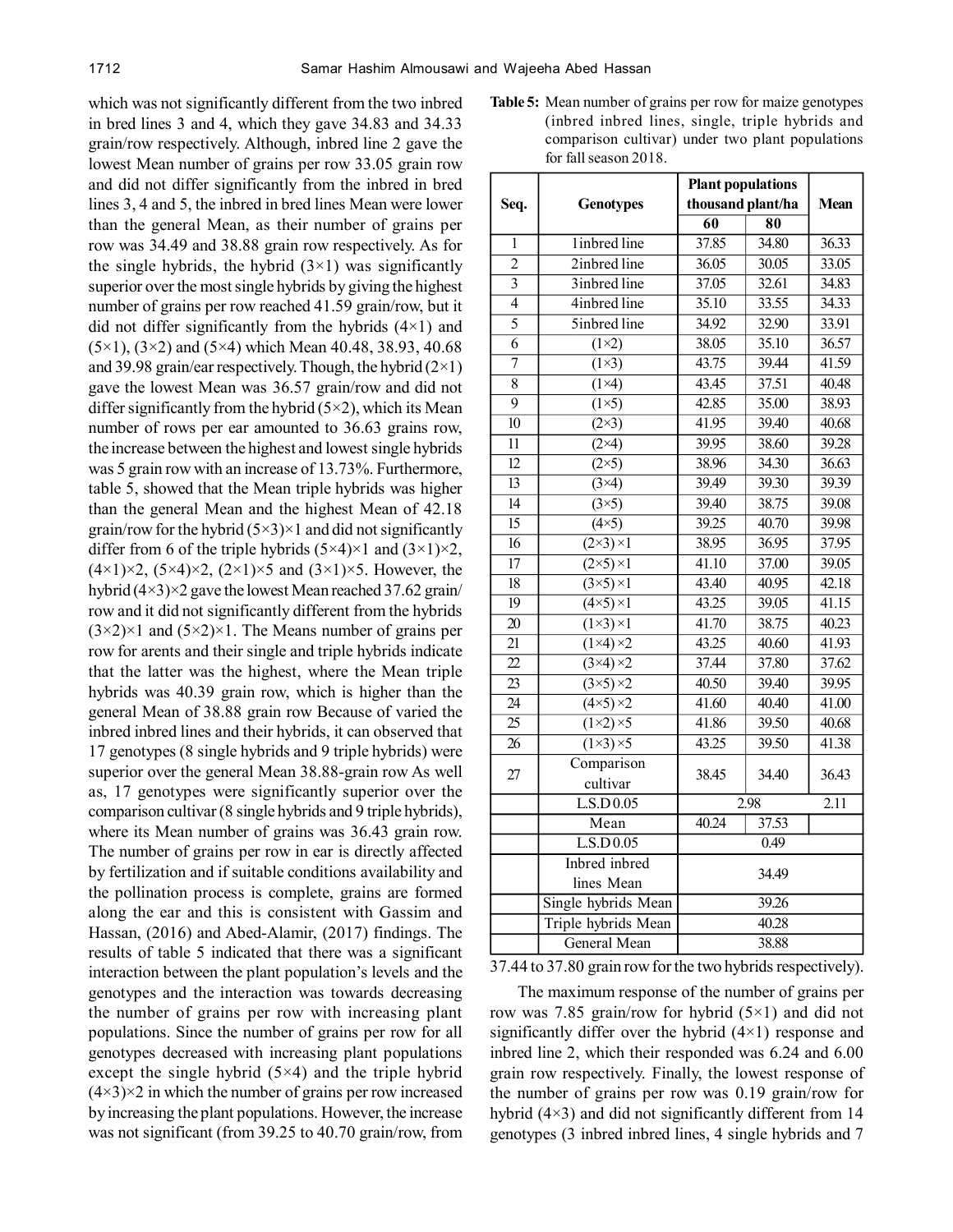which was not significantly different from the two inbred in bred lines 3 and 4, which they gave 34.83 and 34.33 grain/row respectively. Although, inbred line 2 gave the lowest Mean number of grains per row 33.05 grain row and did not differ significantly from the inbred in bred lines 3, 4 and 5, the inbred in bred lines Mean were lower than the general Mean, as their number of grains per row was 34.49 and 38.88 grain row respectively. As for the single hybrids, the hybrid (3×1) was significantly superior over the most single hybrids by giving the highest number of grains per row reached 41.59 grain/row, but it did not differ significantly from the hybrids (4×1) and (5×1), (3×2) and (5×4) which Mean 40.48, 38.93, 40.68 and 39.98 grain/ear respectively. Though, the hybrid (2×1) gave the lowest Mean was 36.57 grain/row and did not differ significantly from the hybrid (5×2), which its Mean number of rows per ear amounted to 36.63 grains row, the increase between the highest and lowest single hybrids was 5 grain row with an increase of 13.73%. Furthermore, table 5, showed that the Mean triple hybrids was higher than the general Mean and the highest Mean of 42.18 grain/row for the hybrid (5×3)×1 and did not significantly differ from 6 of the triple hybrids (5×4)×1 and (3×1)×2, (4×1)×2, (5×4)×2, (2×1)×5 and (3×1)×5. However, the hybrid (4×3)×2 gave the lowest Mean reached 37.62 grain/row and it did not significantly different from the hybrids (3×2)×1 and (5×2)×1. The Means number of grains per row for arents and their single and triple hybrids indicate that the latter was the highest, where the Mean triple hybrids was 40.39 grain row, which is higher than the general Mean of 38.88 grain row Because of varied the inbred inbred lines and their hybrids, it can observed that 17 genotypes (8 single hybrids and 9 triple hybrids) were superior over the general Mean 38.88-grain row As well as, 17 genotypes were significantly superior over the comparison cultivar (8 single hybrids and 9 triple hybrids), where its Mean number of grains was 36.43 grain row. The number of grains per row in ear is directly affected by fertilization and if suitable conditions availability and the pollination process is complete, grains are formed along the ear and this is consistent with Gassim and Hassan, (2016) and Abed-Alamir, (2017) findings. The results of table 5 indicated that there was a significant interaction between the plant population's levels and the genotypes and the interaction was towards decreasing the number of grains per row with increasing plant populations. Since the number of grains per row for all genotypes decreased with increasing plant populations except the single hybrid (5×4) and the triple hybrid (4×3)×2 in which the number of grains per row increased by increasing the plant populations. However, the increase was not significant (from 39.25 to 40.70 grain/row, from 37.44 to 37.80 grain row for the two hybrids respectively).

**Table 5:** Mean number of grains per row for maize genotypes (inbred inbred lines, single, triple hybrids and comparison cultivar) under two plant populations for fall season 2018.

| Seq. | Genotypes | Plant populations thousand plant/ha | | Mean |
|---|---|---|---|---|
| | | 60 | 80 | |
| 1 | 1inbred line | 37.85 | 34.80 | 36.33 |
| 2 | 2inbred line | 36.05 | 30.05 | 33.05 |
| 3 | 3inbred line | 37.05 | 32.61 | 34.83 |
| 4 | 4inbred line | 35.10 | 33.55 | 34.33 |
| 5 | 5inbred line | 34.92 | 32.90 | 33.91 |
| 6 | (1×2) | 38.05 | 35.10 | 36.57 |
| 7 | (1×3) | 43.75 | 39.44 | 41.59 |
| 8 | (1×4) | 43.45 | 37.51 | 40.48 |
| 9 | (1×5) | 42.85 | 35.00 | 38.93 |
| 10 | (2×3) | 41.95 | 39.40 | 40.68 |
| 11 | (2×4) | 39.95 | 38.60 | 39.28 |
| 12 | (2×5) | 38.96 | 34.30 | 36.63 |
| 13 | (3×4) | 39.49 | 39.30 | 39.39 |
| 14 | (3×5) | 39.40 | 38.75 | 39.08 |
| 15 | (4×5) | 39.25 | 40.70 | 39.98 |
| 16 | (2×3)×1 | 38.95 | 36.95 | 37.95 |
| 17 | (2×5)×1 | 41.10 | 37.00 | 39.05 |
| 18 | (3×5)×1 | 43.40 | 40.95 | 42.18 |
| 19 | (4×5)×1 | 43.25 | 39.05 | 41.15 |
| 20 | (1×3)×1 | 41.70 | 38.75 | 40.23 |
| 21 | (1×4)×2 | 43.25 | 40.60 | 41.93 |
| 22 | (3×4)×2 | 37.44 | 37.80 | 37.62 |
| 23 | (3×5)×2 | 40.50 | 39.40 | 39.95 |
| 24 | (4×5)×2 | 41.60 | 40.40 | 41.00 |
| 25 | (1×2)×5 | 41.86 | 39.50 | 40.68 |
| 26 | (1×3)×5 | 43.25 | 39.50 | 41.38 |
| 27 | Comparison cultivar | 38.45 | 34.40 | 36.43 |
| | L.S.D 0.05 | 2.98 | | 2.11 |
| | Mean | 40.24 | 37.53 | |
| | L.S.D 0.05 | 0.49 | | |
| | Inbred inbred lines Mean | 34.49 | | |
| | Single hybrids Mean | 39.26 | | |
| | Triple hybrids Mean | 40.28 | | |
| | General Mean | 38.88 | | |

The maximum response of the number of grains per row was 7.85 grain/row for hybrid (5×1) and did not significantly differ over the hybrid (4×1) response and inbred line 2, which their responded was 6.24 and 6.00 grain row respectively. Finally, the lowest response of the number of grains per row was 0.19 grain/row for hybrid (4×3) and did not significantly different from 14 genotypes (3 inbred inbred lines, 4 single hybrids and 7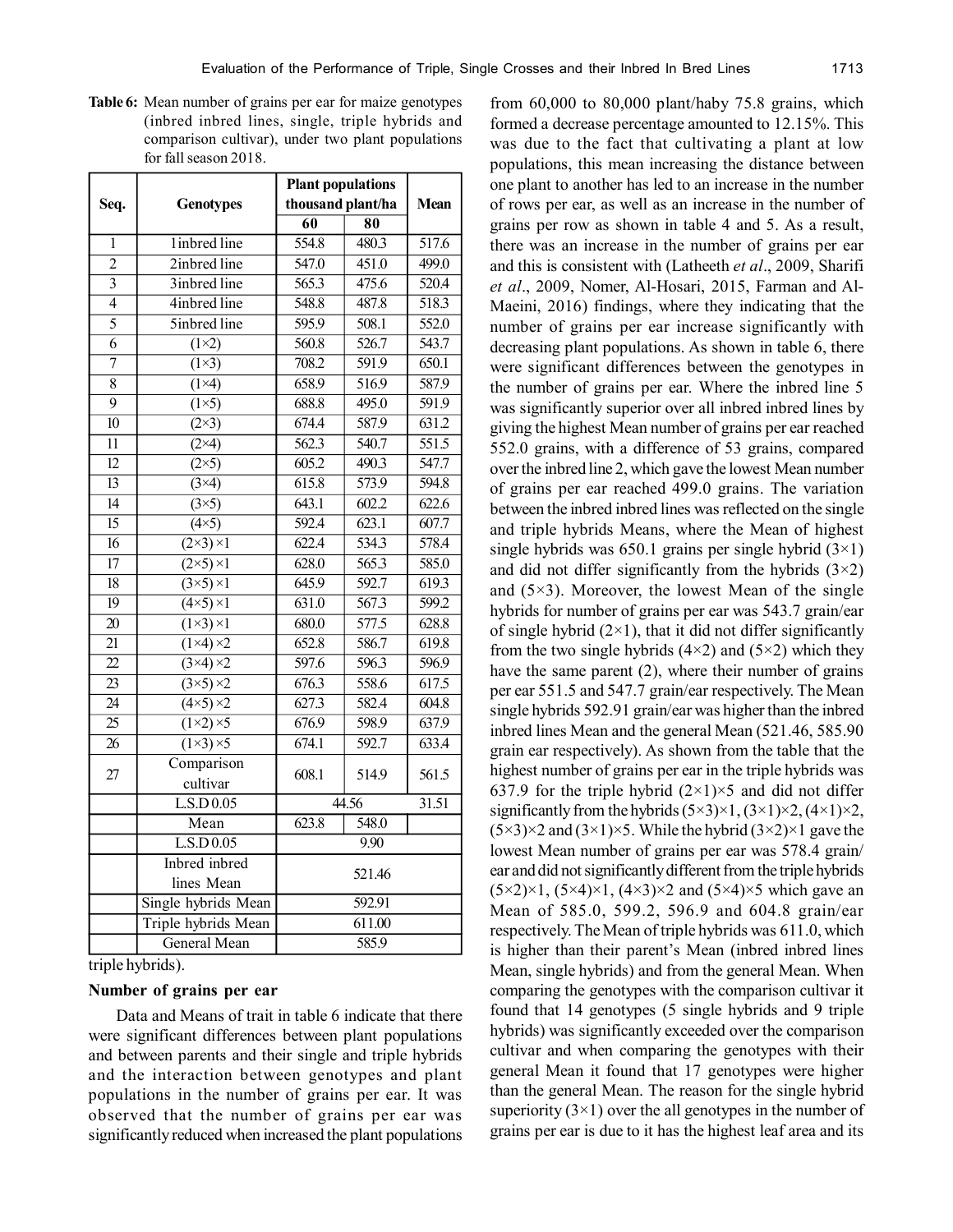**Table 6:** Mean number of grains per ear for maize genotypes (inbred inbred lines, single, triple hybrids and comparison cultivar), under two plant populations for fall season 2018.

| Seq. | Genotypes | Plant populations thousand plant/ha | | Mean |
|---|---|---|---|---|
| | | 60 | 80 | |
| 1 | 1inbred line | 554.8 | 480.3 | 517.6 |
| 2 | 2inbred line | 547.0 | 451.0 | 499.0 |
| 3 | 3inbred line | 565.3 | 475.6 | 520.4 |
| 4 | 4inbred line | 548.8 | 487.8 | 518.3 |
| 5 | 5inbred line | 595.9 | 508.1 | 552.0 |
| 6 | (1×2) | 560.8 | 526.7 | 543.7 |
| 7 | (1×3) | 708.2 | 591.9 | 650.1 |
| 8 | (1×4) | 658.9 | 516.9 | 587.9 |
| 9 | (1×5) | 688.8 | 495.0 | 591.9 |
| 10 | (2×3) | 674.4 | 587.9 | 631.2 |
| 11 | (2×4) | 562.3 | 540.7 | 551.5 |
| 12 | (2×5) | 605.2 | 490.3 | 547.7 |
| 13 | (3×4) | 615.8 | 573.9 | 594.8 |
| 14 | (3×5) | 643.1 | 602.2 | 622.6 |
| 15 | (4×5) | 592.4 | 623.1 | 607.7 |
| 16 | (2×3) ×1 | 622.4 | 534.3 | 578.4 |
| 17 | (2×5) ×1 | 628.0 | 565.3 | 585.0 |
| 18 | (3×5) ×1 | 645.9 | 592.7 | 619.3 |
| 19 | (4×5) ×1 | 631.0 | 567.3 | 599.2 |
| 20 | (1×3) ×1 | 680.0 | 577.5 | 628.8 |
| 21 | (1×4) ×2 | 652.8 | 586.7 | 619.8 |
| 22 | (3×4) ×2 | 597.6 | 596.3 | 596.9 |
| 23 | (3×5) ×2 | 676.3 | 558.6 | 617.5 |
| 24 | (4×5) ×2 | 627.3 | 582.4 | 604.8 |
| 25 | (1×2) ×5 | 676.9 | 598.9 | 637.9 |
| 26 | (1×3) ×5 | 674.1 | 592.7 | 633.4 |
| 27 | Comparison cultivar | 608.1 | 514.9 | 561.5 |
| | L.S.D 0.05 | 44.56 | | 31.51 |
| | Mean | 623.8 | 548.0 | |
| | L.S.D 0.05 | 9.90 | | |
| | Inbred inbred lines Mean | 521.46 | | |
| | Single hybrids Mean | 592.91 | | |
| | Triple hybrids Mean | 611.00 | | |
| | General Mean | 585.9 | | |

triple hybrids).

### Number of grains per ear

Data and Means of trait in table 6 indicate that there were significant differences between plant populations and between parents and their single and triple hybrids and the interaction between genotypes and plant populations in the number of grains per ear. It was observed that the number of grains per ear was significantly reduced when increased the plant populations from 60,000 to 80,000 plant/haby 75.8 grains, which formed a decrease percentage amounted to 12.15%. This was due to the fact that cultivating a plant at low populations, this mean increasing the distance between one plant to another has led to an increase in the number of rows per ear, as well as an increase in the number of grains per row as shown in table 4 and 5. As a result, there was an increase in the number of grains per ear and this is consistent with (Latheeth *et al*., 2009, Sharifi *et al*., 2009, Nomer, Al-Hosari, 2015, Farman and Al-Maeini, 2016) findings, where they indicating that the number of grains per ear increase significantly with decreasing plant populations. As shown in table 6, there were significant differences between the genotypes in the number of grains per ear. Where the inbred line 5 was significantly superior over all inbred inbred lines by giving the highest Mean number of grains per ear reached 552.0 grains, with a difference of 53 grains, compared over the inbred line 2, which gave the lowest Mean number of grains per ear reached 499.0 grains. The variation between the inbred inbred lines was reflected on the single and triple hybrids Means, where the Mean of highest single hybrids was 650.1 grains per single hybrid (3×1) and did not differ significantly from the hybrids (3×2) and (5×3). Moreover, the lowest Mean of the single hybrids for number of grains per ear was 543.7 grain/ear of single hybrid (2×1), that it did not differ significantly from the two single hybrids (4×2) and (5×2) which they have the same parent (2), where their number of grains per ear 551.5 and 547.7 grain/ear respectively. The Mean single hybrids 592.91 grain/ear was higher than the inbred inbred lines Mean and the general Mean (521.46, 585.90 grain ear respectively). As shown from the table that the highest number of grains per ear in the triple hybrids was 637.9 for the triple hybrid (2×1)×5 and did not differ significantly from the hybrids (5×3)×1, (3×1)×2, (4×1)×2, (5×3)×2 and (3×1)×5. While the hybrid (3×2)×1 gave the lowest Mean number of grains per ear was 578.4 grain/ear and did not significantly different from the triple hybrids (5×2)×1, (5×4)×1, (4×3)×2 and (5×4)×5 which gave an Mean of 585.0, 599.2, 596.9 and 604.8 grain/ear respectively. The Mean of triple hybrids was 611.0, which is higher than their parent's Mean (inbred inbred lines Mean, single hybrids) and from the general Mean. When comparing the genotypes with the comparison cultivar it found that 14 genotypes (5 single hybrids and 9 triple hybrids) was significantly exceeded over the comparison cultivar and when comparing the genotypes with their general Mean it found that 17 genotypes were higher than the general Mean. The reason for the single hybrid superiority (3×1) over the all genotypes in the number of grains per ear is due to it has the highest leaf area and its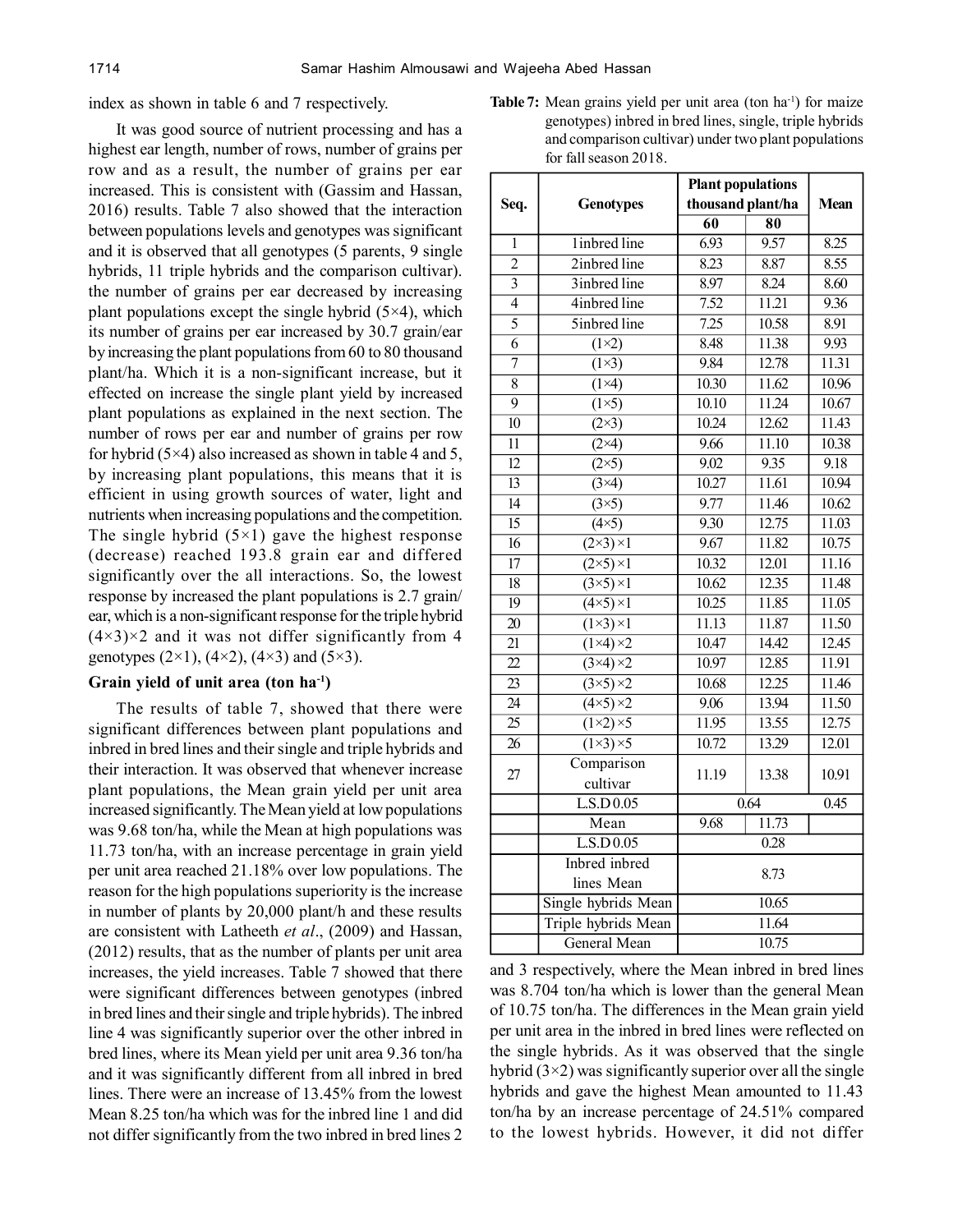index as shown in table 6 and 7 respectively.

It was good source of nutrient processing and has a highest ear length, number of rows, number of grains per row and as a result, the number of grains per ear increased. This is consistent with (Gassim and Hassan, 2016) results. Table 7 also showed that the interaction between populations levels and genotypes was significant and it is observed that all genotypes (5 parents, 9 single hybrids, 11 triple hybrids and the comparison cultivar). the number of grains per ear decreased by increasing plant populations except the single hybrid (5×4), which its number of grains per ear increased by 30.7 grain/ear by increasing the plant populations from 60 to 80 thousand plant/ha. Which it is a non-significant increase, but it effected on increase the single plant yield by increased plant populations as explained in the next section. The number of rows per ear and number of grains per row for hybrid (5×4) also increased as shown in table 4 and 5, by increasing plant populations, this means that it is efficient in using growth sources of water, light and nutrients when increasing populations and the competition. The single hybrid (5×1) gave the highest response (decrease) reached 193.8 grain ear and differed significantly over the all interactions. So, the lowest response by increased the plant populations is 2.7 grain/ear, which is a non-significant response for the triple hybrid (4×3)×2 and it was not differ significantly from 4 genotypes (2×1), (4×2), (4×3) and (5×3).

### Grain yield of unit area (ton ha$^{-1}$)

The results of table 7, showed that there were significant differences between plant populations and inbred in bred lines and their single and triple hybrids and their interaction. It was observed that whenever increase plant populations, the Mean grain yield per unit area increased significantly. The Mean yield at low populations was 9.68 ton/ha, while the Mean at high populations was 11.73 ton/ha, with an increase percentage in grain yield per unit area reached 21.18% over low populations. The reason for the high populations superiority is the increase in number of plants by 20,000 plant/h and these results are consistent with Latheeth *et al*., (2009) and Hassan, (2012) results, that as the number of plants per unit area increases, the yield increases. Table 7 showed that there were significant differences between genotypes (inbred in bred lines and their single and triple hybrids). The inbred line 4 was significantly superior over the other inbred in bred lines, where its Mean yield per unit area 9.36 ton/ha and it was significantly different from all inbred in bred lines. There were an increase of 13.45% from the lowest Mean 8.25 ton/ha which was for the inbred line 1 and did not differ significantly from the two inbred in bred lines 2 and 3 respectively, where the Mean inbred in bred lines was 8.704 ton/ha which is lower than the general Mean of 10.75 ton/ha. The differences in the Mean grain yield per unit area in the inbred in bred lines were reflected on the single hybrids. As it was observed that the single hybrid (3×2) was significantly superior over all the single hybrids and gave the highest Mean amounted to 11.43 ton/ha by an increase percentage of 24.51% compared to the lowest hybrids. However, it did not differ

**Table 7:** Mean grains yield per unit area (ton ha$^{-1}$) for maize genotypes) inbred in bred lines, single, triple hybrids and comparison cultivar) under two plant populations for fall season 2018.

| Seq. | Genotypes | Plant populations thousand plant/ha | | Mean |
|---|---|---|---|---|
| | | 60 | 80 | |
| 1 | 1inbred line | 6.93 | 9.57 | 8.25 |
| 2 | 2inbred line | 8.23 | 8.87 | 8.55 |
| 3 | 3inbred line | 8.97 | 8.24 | 8.60 |
| 4 | 4inbred line | 7.52 | 11.21 | 9.36 |
| 5 | 5inbred line | 7.25 | 10.58 | 8.91 |
| 6 | (1×2) | 8.48 | 11.38 | 9.93 |
| 7 | (1×3) | 9.84 | 12.78 | 11.31 |
| 8 | (1×4) | 10.30 | 11.62 | 10.96 |
| 9 | (1×5) | 10.10 | 11.24 | 10.67 |
| 10 | (2×3) | 10.24 | 12.62 | 11.43 |
| 11 | (2×4) | 9.66 | 11.10 | 10.38 |
| 12 | (2×5) | 9.02 | 9.35 | 9.18 |
| 13 | (3×4) | 10.27 | 11.61 | 10.94 |
| 14 | (3×5) | 9.77 | 11.46 | 10.62 |
| 15 | (4×5) | 9.30 | 12.75 | 11.03 |
| 16 | (2×3) ×1 | 9.67 | 11.82 | 10.75 |
| 17 | (2×5) ×1 | 10.32 | 12.01 | 11.16 |
| 18 | (3×5) ×1 | 10.62 | 12.35 | 11.48 |
| 19 | (4×5) ×1 | 10.25 | 11.85 | 11.05 |
| 20 | (1×3) ×1 | 11.13 | 11.87 | 11.50 |
| 21 | (1×4) ×2 | 10.47 | 14.42 | 12.45 |
| 22 | (3×4) ×2 | 10.97 | 12.85 | 11.91 |
| 23 | (3×5) ×2 | 10.68 | 12.25 | 11.46 |
| 24 | (4×5) ×2 | 9.06 | 13.94 | 11.50 |
| 25 | (1×2) ×5 | 11.95 | 13.55 | 12.75 |
| 26 | (1×3) ×5 | 10.72 | 13.29 | 12.01 |
| 27 | Comparison cultivar | 11.19 | 13.38 | 10.91 |
| | L.S.D 0.05 | 0.64 | | 0.45 |
| | Mean | 9.68 | 11.73 | |
| | L.S.D 0.05 | 0.28 | | |
| | Inbred inbred lines Mean | 8.73 | | |
| | Single hybrids Mean | 10.65 | | |
| | Triple hybrids Mean | 11.64 | | |
| | General Mean | 10.75 | | |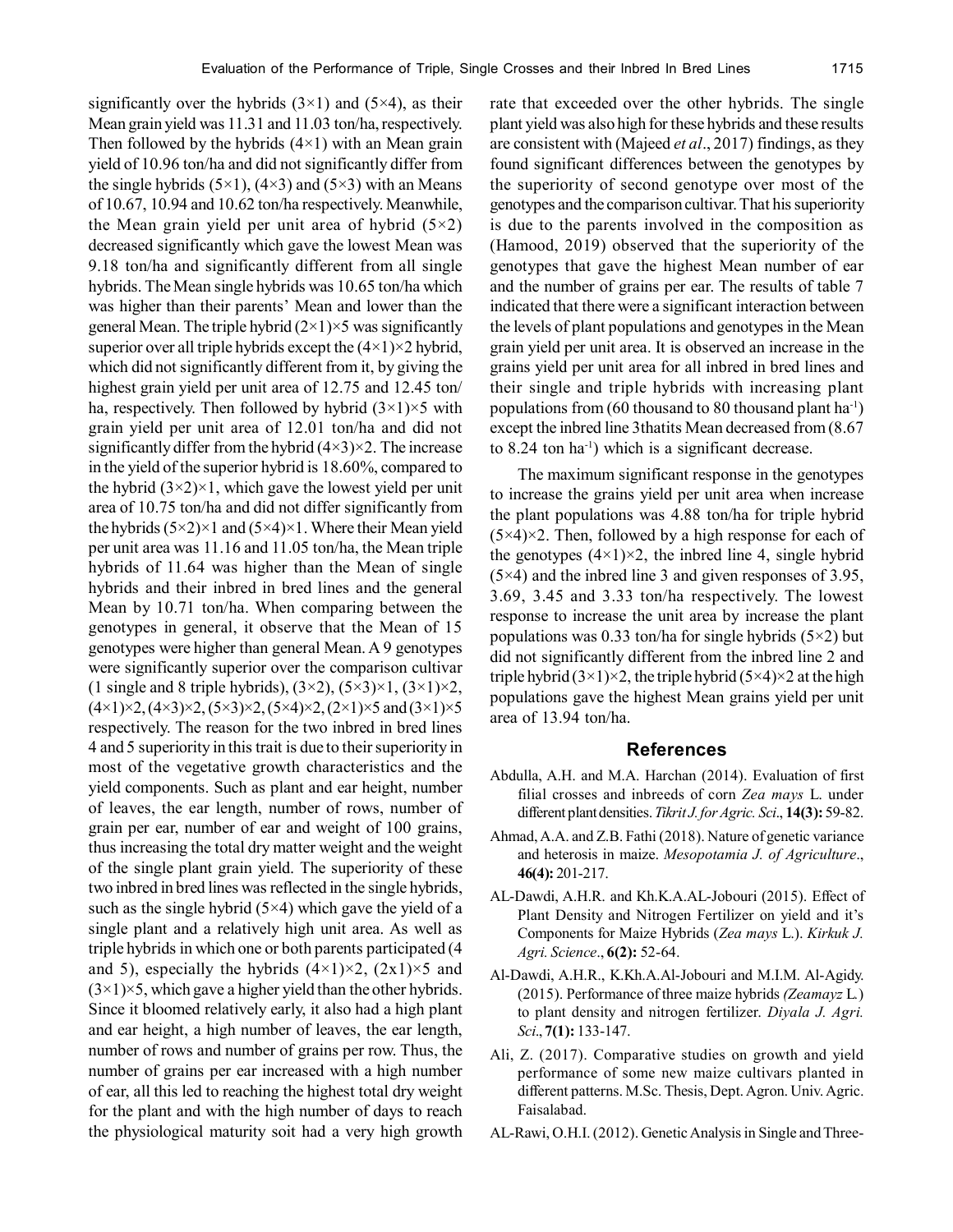significantly over the hybrids (3×1) and (5×4), as their Mean grain yield was 11.31 and 11.03 ton/ha, respectively. Then followed by the hybrids (4×1) with an Mean grain yield of 10.96 ton/ha and did not significantly differ from the single hybrids (5×1), (4×3) and (5×3) with an Means of 10.67, 10.94 and 10.62 ton/ha respectively. Meanwhile, the Mean grain yield per unit area of hybrid (5×2) decreased significantly which gave the lowest Mean was 9.18 ton/ha and significantly different from all single hybrids. The Mean single hybrids was 10.65 ton/ha which was higher than their parents' Mean and lower than the general Mean. The triple hybrid (2×1)×5 was significantly superior over all triple hybrids except the (4×1)×2 hybrid, which did not significantly different from it, by giving the highest grain yield per unit area of 12.75 and 12.45 ton/ha, respectively. Then followed by hybrid (3×1)×5 with grain yield per unit area of 12.01 ton/ha and did not significantly differ from the hybrid (4×3)×2. The increase in the yield of the superior hybrid is 18.60%, compared to the hybrid (3×2)×1, which gave the lowest yield per unit area of 10.75 ton/ha and did not differ significantly from the hybrids (5×2)×1 and (5×4)×1. Where their Mean yield per unit area was 11.16 and 11.05 ton/ha, the Mean triple hybrids of 11.64 was higher than the Mean of single hybrids and their inbred in bred lines and the general Mean by 10.71 ton/ha. When comparing between the genotypes in general, it observe that the Mean of 15 genotypes were higher than general Mean. A 9 genotypes were significantly superior over the comparison cultivar (1 single and 8 triple hybrids), (3×2), (5×3)×1, (3×1)×2, (4×1)×2, (4×3)×2, (5×3)×2, (5×4)×2, (2×1)×5 and (3×1)×5 respectively. The reason for the two inbred in bred lines 4 and 5 superiority in this trait is due to their superiority in most of the vegetative growth characteristics and the yield components. Such as plant and ear height, number of leaves, the ear length, number of rows, number of grain per ear, number of ear and weight of 100 grains, thus increasing the total dry matter weight and the weight of the single plant grain yield. The superiority of these two inbred in bred lines was reflected in the single hybrids, such as the single hybrid (5×4) which gave the yield of a single plant and a relatively high unit area. As well as triple hybrids in which one or both parents participated (4 and 5), especially the hybrids (4×1)×2, (2x1)×5 and (3×1)×5, which gave a higher yield than the other hybrids. Since it bloomed relatively early, it also had a high plant and ear height, a high number of leaves, the ear length, number of rows and number of grains per row. Thus, the number of grains per ear increased with a high number of ear, all this led to reaching the highest total dry weight for the plant and with the high number of days to reach the physiological maturity soit had a very high growth rate that exceeded over the other hybrids. The single plant yield was also high for these hybrids and these results are consistent with (Majeed *et al*., 2017) findings, as they found significant differences between the genotypes by the superiority of second genotype over most of the genotypes and the comparison cultivar. That his superiority is due to the parents involved in the composition as (Hamood, 2019) observed that the superiority of the genotypes that gave the highest Mean number of ear and the number of grains per ear. The results of table 7 indicated that there were a significant interaction between the levels of plant populations and genotypes in the Mean grain yield per unit area. It is observed an increase in the grains yield per unit area for all inbred in bred lines and their single and triple hybrids with increasing plant populations from (60 thousand to 80 thousand plant $ha^{-1}$) except the inbred line 3thatits Mean decreased from (8.67 to 8.24 ton $ha^{-1}$) which is a significant decrease.

The maximum significant response in the genotypes to increase the grains yield per unit area when increase the plant populations was 4.88 ton/ha for triple hybrid (5×4)×2. Then, followed by a high response for each of the genotypes (4×1)×2, the inbred line 4, single hybrid (5×4) and the inbred line 3 and given responses of 3.95, 3.69, 3.45 and 3.33 ton/ha respectively. The lowest response to increase the unit area by increase the plant populations was 0.33 ton/ha for single hybrids (5×2) but did not significantly different from the inbred line 2 and triple hybrid (3×1)×2, the triple hybrid (5×4)×2 at the high populations gave the highest Mean grains yield per unit area of 13.94 ton/ha.

## References

Abdulla, A.H. and M.A. Harchan (2014). Evaluation of first filial crosses and inbreeds of corn *Zea mays* L. under different plant densities. *Tikrit J. for Agric. Sci*., **14(3):** 59-82.

Ahmad, A.A. and Z.B. Fathi (2018). Nature of genetic variance and heterosis in maize. *Mesopotamia J. of Agriculture*., **46(4):** 201-217.

AL-Dawdi, A.H.R. and Kh.K.A.AL-Jobouri (2015). Effect of Plant Density and Nitrogen Fertilizer on yield and it's Components for Maize Hybrids (*Zea mays* L.). *Kirkuk J. Agri. Science*., **6(2):** 52-64.

Al-Dawdi, A.H.R., K.Kh.A.Al-Jobouri and M.I.M. Al-Agidy. (2015). Performance of three maize hybrids *(Zeamayz* L.) to plant density and nitrogen fertilizer. *Diyala J. Agri. Sci*., **7(1):** 133-147.

Ali, Z. (2017). Comparative studies on growth and yield performance of some new maize cultivars planted in different patterns. M.Sc. Thesis, Dept. Agron. Univ. Agric. Faisalabad.

AL-Rawi, O.H.I. (2012). Genetic Analysis in Single and Three-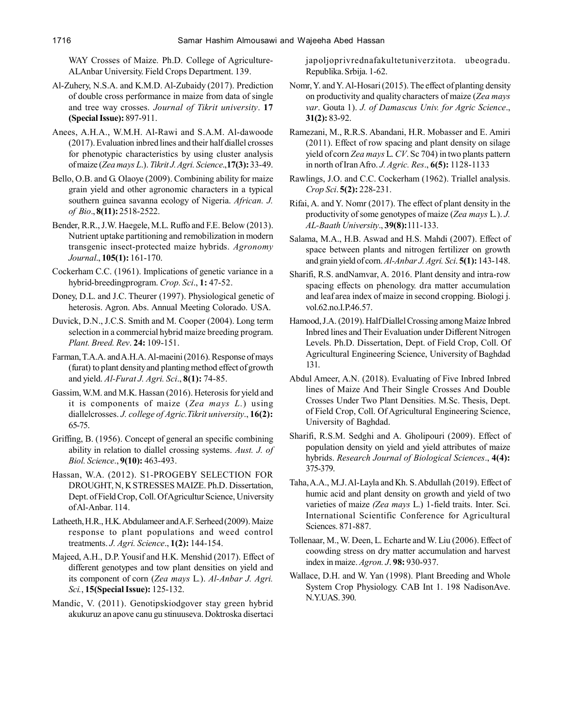WAY Crosses of Maize. Ph.D. College of Agriculture-ALAnbar University. Field Crops Department. 139.

Al-Zuhery, N.S.A. and K.M.D. Al-Zubaidy (2017). Prediction of double cross performance in maize from data of single and tree way crosses. *Journal of Tikrit university*. **17 (Special Issue):** 897-911.

Anees, A.H.A., W.M.H. Al-Rawi and S.A.M. Al-dawoode (2017). Evaluation inbred lines and their half diallel crosses for phenotypic characteristics by using cluster analysis of maize (*Zea mays L.*). *Tikrit J. Agri. Science*.,**17(3):** 33-49.

Bello, O.B. and G. Olaoye (2009). Combining ability for maize grain yield and other agronomic characters in a typical southern guinea savanna ecology of Nigeria. *African. J. of Bio*., **8(11):** 2518-2522.

Bender, R.R., J.W. Haegele, M.L. Ruffo and F.E. Below (2013). Nutrient uptake partitioning and remobilization in modern transgenic insect-protected maize hybrids. *Agronomy Journal*., **105(1):** 161-170.

Cockerham C.C. (1961). Implications of genetic variance in a hybrid-breedingprogram. *Crop. Sci*., **1:** 47-52.

Doney, D.L. and J.C. Theurer (1997). Physiological genetic of heterosis. Agron. Abs. Annual Meeting Colorado. USA.

Duvick, D.N., J.C.S. Smith and M. Cooper (2004). Long term selection in a commercial hybrid maize breeding program. *Plant. Breed. Rev*. **24:** 109-151.

Farman, T.A.A. and A.H.A. Al-maeini (2016). Response of mays (furat) to plant density and planting method effect of growth and yield. *Al-Furat J. Agri. Sci*., **8(1):** 74-85.

Gassim, W.M. and M.K. Hassan (2016). Heterosis for yield and it is components of maize (*Zea mays L.*) using diallelcrosses. *J. college of Agric.Tikrit university*., **16(2):** 65-75.

Griffing, B. (1956). Concept of general an specific combining ability in relation to diallel crossing systems. *Aust. J. of Biol. Science*., **9(10):** 463-493.

Hassan, W.A. (2012). S1-PROGEBY SELECTION FOR DROUGHT, N, K STRESSES MAIZE. Ph.D. Dissertation, Dept. of Field Crop, Coll. Of Agricultur Science, University of Al-Anbar. 114.

Latheeth, H.R., H.K. Abdulameer and A.F. Serheed (2009). Maize response to plant populations and weed control treatments. *J. Agri. Science*., **1(2):** 144-154.

Majeed, A.H., D.P. Yousif and H.K. Menshid (2017). Effect of different genotypes and tow plant densities on yield and its component of corn (*Zea mays* L.). *Al-Anbar J. Agri. Sci.*, **15(Special Issue):** 125-132.

Mandic, V. (2011). Genotipskiodgover stay green hybrid akukuruz an apove canu gu stinuuseva. Doktroska disertaci japoljoprivrednafakultetuniverzitota. ubeogradu. Republika. Srbija. 1-62.

Nomr, Y. and Y. Al-Hosari (2015). The effect of planting density on productivity and quality characters of maize (*Zea mays var*. Gouta 1). *J. of Damascus Univ. for Agric Science*., **31(2):** 83-92.

Ramezani, M., R.R.S. Abandani, H.R. Mobasser and E. Amiri (2011). Effect of row spacing and plant density on silage yield of corn *Zea mays* L. *CV*. Sc 704) in two plants pattern in north of Iran Afro. *J. Agric. Res*., **6(5):** 1128-1133

Rawlings, J.O. and C.C. Cockerham (1962). Triallel analysis. *Crop Sci*. **5(2):** 228-231.

Rifai, A. and Y. Nomr (2017). The effect of plant density in the productivity of some genotypes of maize (*Zea mays* L.). *J. AL-Baath University*., **39(8):**111-133.

Salama, M.A., H.B. Aswad and H.S. Mahdi (2007). Effect of space between plants and nitrogen fertilizer on growth and grain yield of corn. *Al-Anbar J. Agri. Sci*. **5(1):** 143-148.

Sharifi, R.S. andNamvar, A. 2016. Plant density and intra-row spacing effects on phenology. dra matter accumulation and leaf area index of maize in second cropping. Biologi j. vol.62.no.I.P.46.57.

Hamood, J.A. (2019). Half Diallel Crossing among Maize Inbred Inbred lines and Their Evaluation under Different Nitrogen Levels. Ph.D. Dissertation, Dept. of Field Crop, Coll. Of Agricultural Engineering Science, University of Baghdad 131.

Abdul Ameer, A.N. (2018). Evaluating of Five Inbred Inbred lines of Maize And Their Single Crosses And Double Crosses Under Two Plant Densities. M.Sc. Thesis, Dept. of Field Crop, Coll. Of Agricultural Engineering Science, University of Baghdad.

Sharifi, R.S.M. Sedghi and A. Gholipouri (2009). Effect of population density on yield and yield attributes of maize hybrids. *Research Journal of Biological Sciences*., **4(4):** 375-379.

Taha, A.A., M.J. Al-Layla and Kh. S. Abdullah (2019). Effect of humic acid and plant density on growth and yield of two varieties of maize *(Zea mays* L.) 1-field traits. Inter. Sci. International Scientific Conference for Agricultural Sciences. 871-887.

Tollenaar, M., W. Deen, L. Echarte and W. Liu (2006). Effect of coowding stress on dry matter accumulation and harvest index in maize. *Agron. J*. **98:** 930-937.

Wallace, D.H. and W. Yan (1998). Plant Breeding and Whole System Crop Physiology. CAB Int 1. 198 NadisonAve. N.Y.UAS. 390.